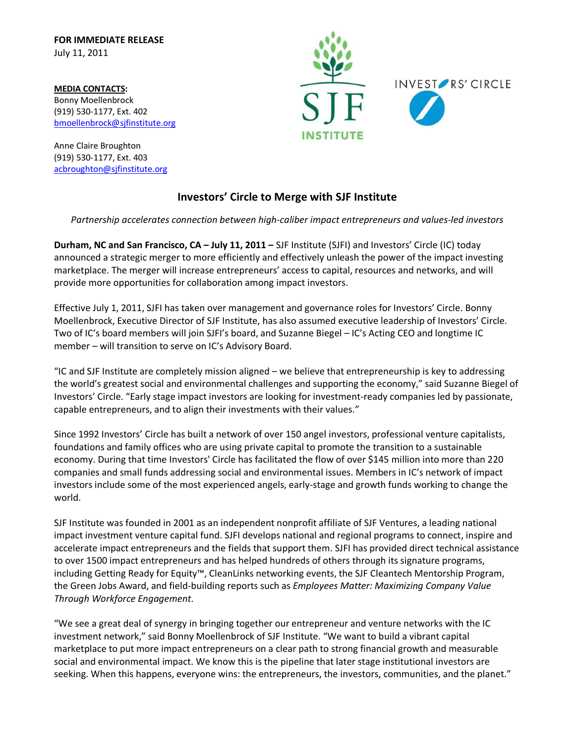**FOR IMMEDIATE RELEASE**
July 11, 2011

**MEDIA CONTACTS:**
Bonny Moellenbrock
(919) 530-1177, Ext. 402
bmoellenbrock@sjfinstitute.org

Anne Claire Broughton
(919) 530-1177, Ext. 403
acbroughton@sjfinstitute.org

# Investors' Circle to Merge with SJF Institute

*Partnership accelerates connection between high-caliber impact entrepreneurs and values-led investors*

**Durham, NC and San Francisco, CA – July 11, 2011 –** SJF Institute (SJFI) and Investors' Circle (IC) today announced a strategic merger to more efficiently and effectively unleash the power of the impact investing marketplace. The merger will increase entrepreneurs' access to capital, resources and networks, and will provide more opportunities for collaboration among impact investors.

Effective July 1, 2011, SJFI has taken over management and governance roles for Investors' Circle. Bonny Moellenbrock, Executive Director of SJF Institute, has also assumed executive leadership of Investors' Circle. Two of IC's board members will join SJFI's board, and Suzanne Biegel – IC's Acting CEO and longtime IC member – will transition to serve on IC's Advisory Board.

"IC and SJF Institute are completely mission aligned – we believe that entrepreneurship is key to addressing the world's greatest social and environmental challenges and supporting the economy," said Suzanne Biegel of Investors' Circle. "Early stage impact investors are looking for investment-ready companies led by passionate, capable entrepreneurs, and to align their investments with their values."

Since 1992 Investors' Circle has built a network of over 150 angel investors, professional venture capitalists, foundations and family offices who are using private capital to promote the transition to a sustainable economy. During that time Investors' Circle has facilitated the flow of over $145 million into more than 220 companies and small funds addressing social and environmental issues. Members in IC's network of impact investors include some of the most experienced angels, early-stage and growth funds working to change the world.

SJF Institute was founded in 2001 as an independent nonprofit affiliate of SJF Ventures, a leading national impact investment venture capital fund. SJFI develops national and regional programs to connect, inspire and accelerate impact entrepreneurs and the fields that support them. SJFI has provided direct technical assistance to over 1500 impact entrepreneurs and has helped hundreds of others through its signature programs, including Getting Ready for Equity™, CleanLinks networking events, the SJF Cleantech Mentorship Program, the Green Jobs Award, and field-building reports such as *Employees Matter: Maximizing Company Value Through Workforce Engagement*.

"We see a great deal of synergy in bringing together our entrepreneur and venture networks with the IC investment network," said Bonny Moellenbrock of SJF Institute. "We want to build a vibrant capital marketplace to put more impact entrepreneurs on a clear path to strong financial growth and measurable social and environmental impact. We know this is the pipeline that later stage institutional investors are seeking. When this happens, everyone wins: the entrepreneurs, the investors, communities, and the planet."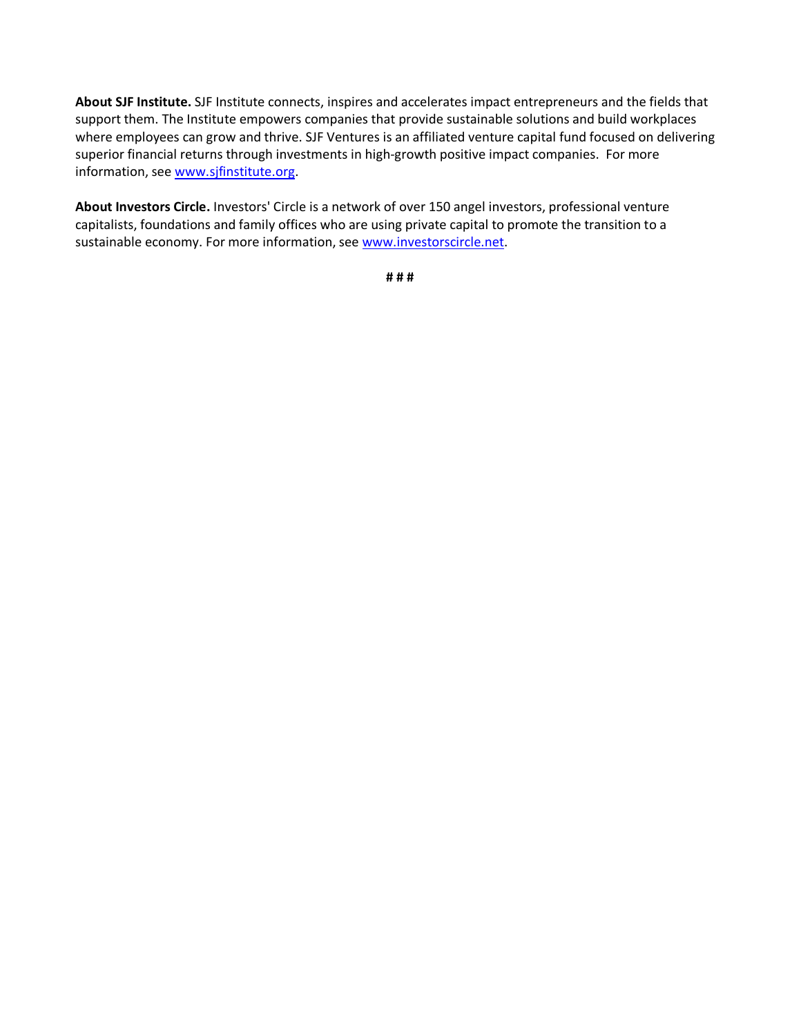**About SJF Institute.** SJF Institute connects, inspires and accelerates impact entrepreneurs and the fields that support them. The Institute empowers companies that provide sustainable solutions and build workplaces where employees can grow and thrive. SJF Ventures is an affiliated venture capital fund focused on delivering superior financial returns through investments in high-growth positive impact companies. For more information, see [www.sjfinstitute.org](http://www.sjfinstitute.org).

**About Investors Circle.** Investors' Circle is a network of over 150 angel investors, professional venture capitalists, foundations and family offices who are using private capital to promote the transition to a sustainable economy. For more information, see [www.investorscircle.net](http://www.investorscircle.net).

**# # #**